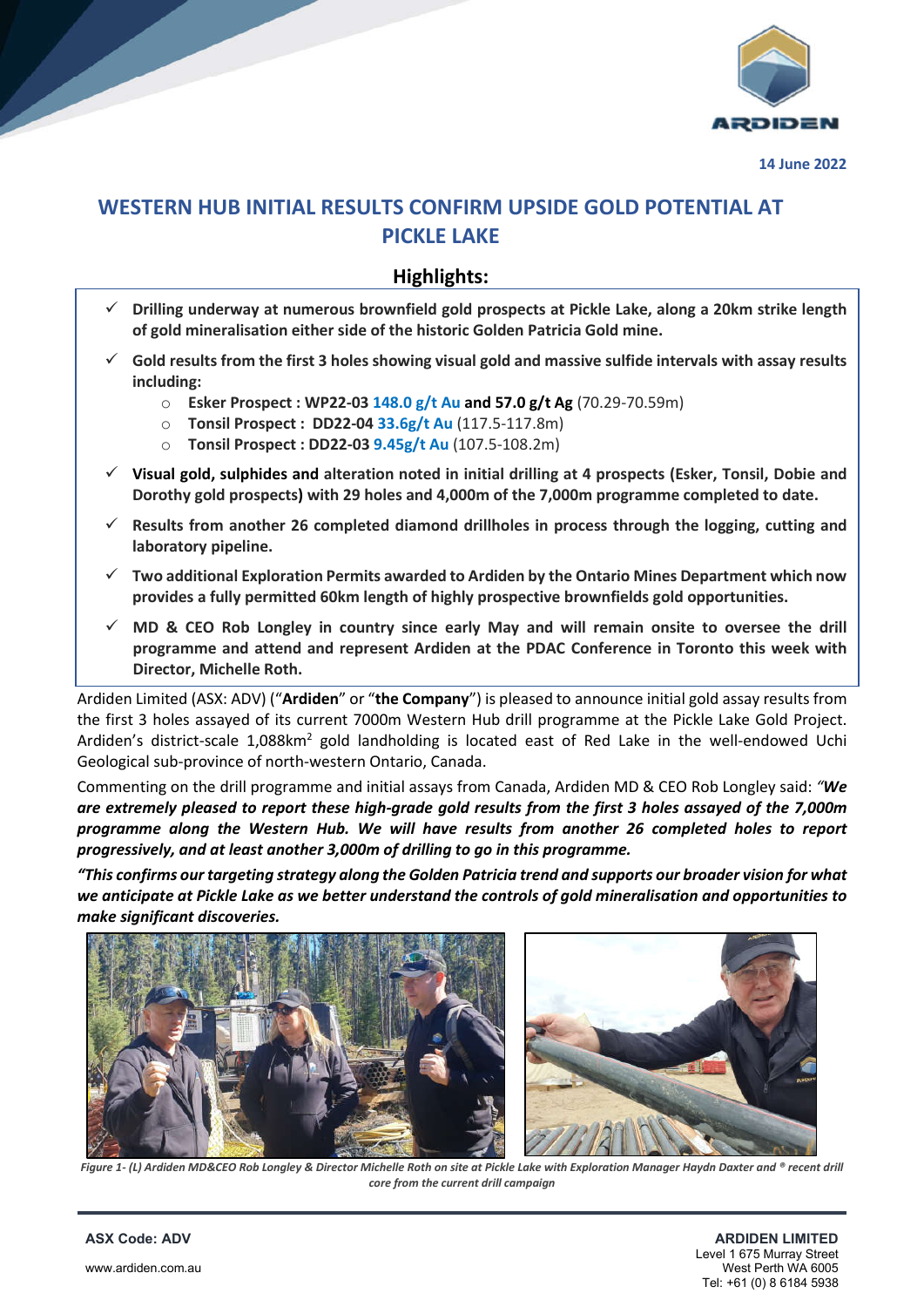14 June 2022

# WESTERN HUB INITIAL RESULTS CONFIRM UPSIDE GOLD POTENTIAL AT PICKLE LAKE

## Highlights:

- **Drilling underway at numerous brownfield gold prospects at Pickle Lake, along a 20km strike length of gold mineralisation either side of the historic Golden Patricia Gold mine.**
- **Gold results from the first 3 holes showing visual gold and massive sulfide intervals with assay results including:**
  - **Esker Prospect : WP22-03 148.0 g/t Au and 57.0 g/t Ag** (70.29-70.59m)
  - **Tonsil Prospect : DD22-04 33.6g/t Au** (117.5-117.8m)
  - **Tonsil Prospect : DD22-03 9.45g/t Au** (107.5-108.2m)
- **Visual gold, sulphides and alteration noted in initial drilling at 4 prospects (Esker, Tonsil, Dobie and Dorothy gold prospects) with 29 holes and 4,000m of the 7,000m programme completed to date.**
- **Results from another 26 completed diamond drillholes in process through the logging, cutting and laboratory pipeline.**
- **Two additional Exploration Permits awarded to Ardiden by the Ontario Mines Department which now provides a fully permitted 60km length of highly prospective brownfields gold opportunities.**
- **MD & CEO Rob Longley in country since early May and will remain onsite to oversee the drill programme and attend and represent Ardiden at the PDAC Conference in Toronto this week with Director, Michelle Roth.**

Ardiden Limited (ASX: ADV) ("**Ardiden**" or "**the Company**") is pleased to announce initial gold assay results from the first 3 holes assayed of its current 7000m Western Hub drill programme at the Pickle Lake Gold Project. Ardiden's district-scale 1,088km$^2$ gold landholding is located east of Red Lake in the well-endowed Uchi Geological sub-province of north-western Ontario, Canada.

Commenting on the drill programme and initial assays from Canada, Ardiden MD & CEO Rob Longley said: ***"We are extremely pleased to report these high-grade gold results from the first 3 holes assayed of the 7,000m programme along the Western Hub. We will have results from another 26 completed holes to report progressively, and at least another 3,000m of drilling to go in this programme.***

***"This confirms our targeting strategy along the Golden Patricia trend and supports our broader vision for what we anticipate at Pickle Lake as we better understand the controls of gold mineralisation and opportunities to make significant discoveries.***

*Figure 1- (L) Ardiden MD&CEO Rob Longley & Director Michelle Roth on site at Pickle Lake with Exploration Manager Haydn Daxter and ® recent drill core from the current drill campaign*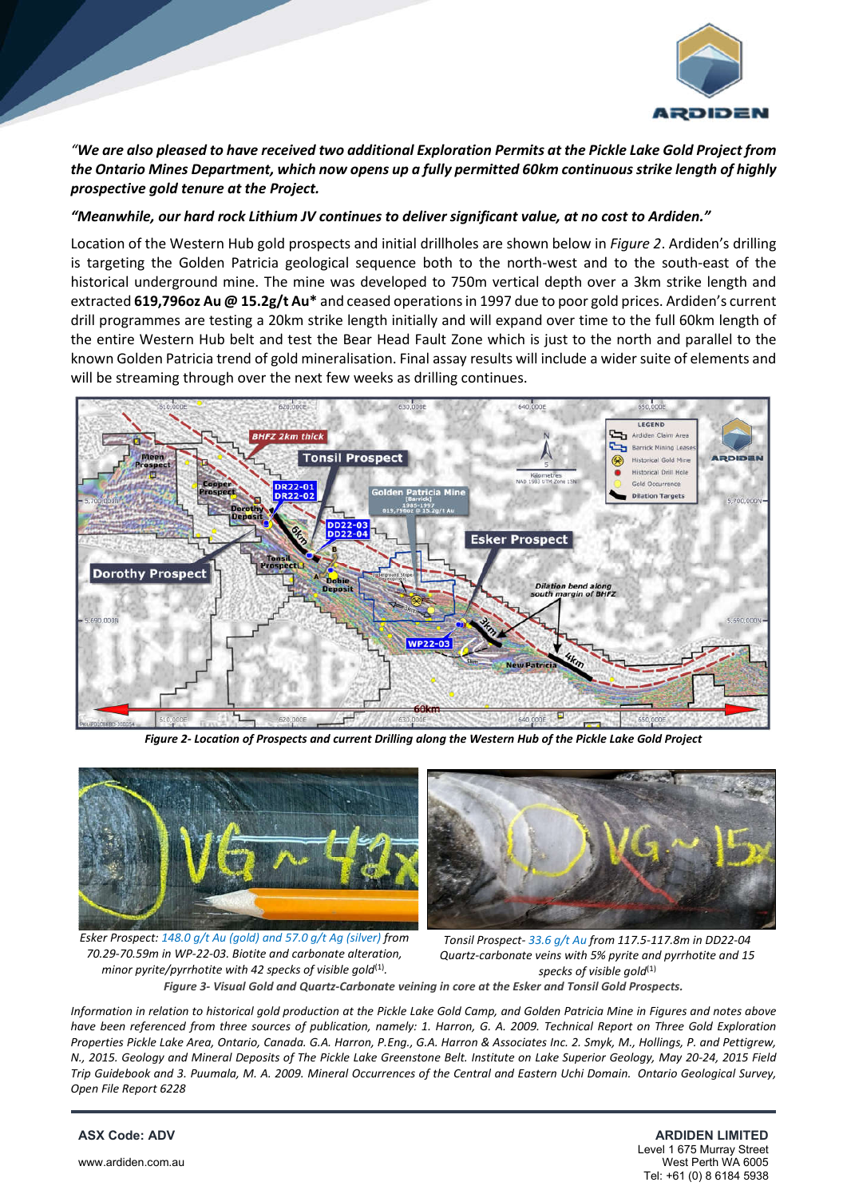*"We are also pleased to have received two additional Exploration Permits at the Pickle Lake Gold Project from the Ontario Mines Department, which now opens up a fully permitted 60km continuous strike length of highly prospective gold tenure at the Project.*

*"Meanwhile, our hard rock Lithium JV continues to deliver significant value, at no cost to Ardiden."*

Location of the Western Hub gold prospects and initial drillholes are shown below in *Figure 2*. Ardiden's drilling is targeting the Golden Patricia geological sequence both to the north-west and to the south-east of the historical underground mine. The mine was developed to 750m vertical depth over a 3km strike length and extracted **619,796oz Au @ 15.2g/t Au*** and ceased operations in 1997 due to poor gold prices. Ardiden's current drill programmes are testing a 20km strike length initially and will expand over time to the full 60km length of the entire Western Hub belt and test the Bear Head Fault Zone which is just to the north and parallel to the known Golden Patricia trend of gold mineralisation. Final assay results will include a wider suite of elements and will be streaming through over the next few weeks as drilling continues.

*Figure 2- Location of Prospects and current Drilling along the Western Hub of the Pickle Lake Gold Project*

*Esker Prospect: 148.0 g/t Au (gold) and 57.0 g/t Ag (silver) from 70.29-70.59m in WP-22-03. Biotite and carbonate alteration, minor pyrite/pyrrhotite with 42 specks of visible gold[1].*

*Tonsil Prospect- 33.6 g/t Au from 117.5-117.8m in DD22-04 Quartz-carbonate veins with 5% pyrite and pyrrhotite and 15 specks of visible gold[1]*

*Figure 3- Visual Gold and Quartz-Carbonate veining in core at the Esker and Tonsil Gold Prospects.*

*Information in relation to historical gold production at the Pickle Lake Gold Camp, and Golden Patricia Mine in Figures and notes above have been referenced from three sources of publication, namely: 1. Harron, G. A. 2009. Technical Report on Three Gold Exploration Properties Pickle Lake Area, Ontario, Canada. G.A. Harron, P.Eng., G.A. Harron & Associates Inc. 2. Smyk, M., Hollings, P. and Pettigrew, N., 2015. Geology and Mineral Deposits of The Pickle Lake Greenstone Belt. Institute on Lake Superior Geology, May 20-24, 2015 Field Trip Guidebook and 3. Puumala, M. A. 2009. Mineral Occurrences of the Central and Eastern Uchi Domain. Ontario Geological Survey, Open File Report 6228*

**ASX Code: ADV**

www.ardiden.com.au

**ARDIDEN LIMITED**
Level 1 675 Murray Street
West Perth WA 6005
Tel: +61 (0) 8 6184 5938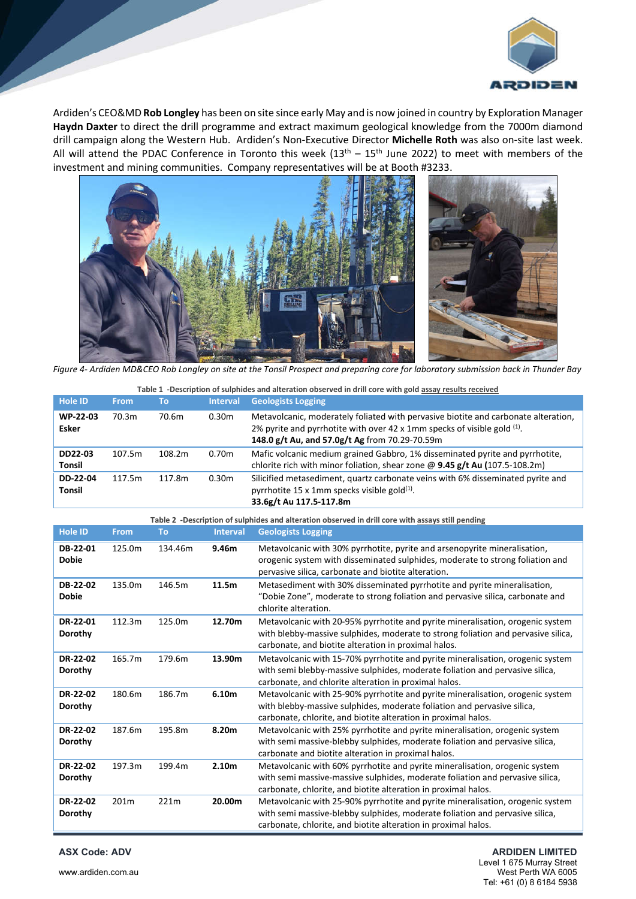Ardiden's CEO&MD **Rob Longley** has been on site since early May and is now joined in country by Exploration Manager **Haydn Daxter** to direct the drill programme and extract maximum geological knowledge from the 7000m diamond drill campaign along the Western Hub. Ardiden's Non-Executive Director **Michelle Roth** was also on-site last week. All will attend the PDAC Conference in Toronto this week (13th – 15th June 2022) to meet with members of the investment and mining communities. Company representatives will be at Booth #3233.

*Figure 4- Ardiden MD&CEO Rob Longley on site at the Tonsil Prospect and preparing core for laboratory submission back in Thunder Bay*

**Table 1 -Description of sulphides and alteration observed in drill core with gold assay results received**

| Hole ID | From | To | Interval | Geologists Logging |
|---|---|---|---|---|
| **WP-22-03 Esker** | 70.3m | 70.6m | 0.30m | Metavolcanic, moderately foliated with pervasive biotite and carbonate alteration, 2% pyrite and pyrrhotite with over 42 x 1mm specks of visible gold [1]. **148.0 g/t Au, and 57.0g/t Ag** from 70.29-70.59m |
| **DD22-03 Tonsil** | 107.5m | 108.2m | 0.70m | Mafic volcanic medium grained Gabbro, 1% disseminated pyrite and pyrrhotite, chlorite rich with minor foliation, shear zone @ **9.45 g/t Au** (107.5-108.2m) |
| **DD-22-04 Tonsil** | 117.5m | 117.8m | 0.30m | Silicified metasediment, quartz carbonate veins with 6% disseminated pyrite and pyrrhotite 15 x 1mm specks visible gold[1]. **33.6g/t Au 117.5-117.8m** |

**Table 2 -Description of sulphides and alteration observed in drill core with assays still pending**

| Hole ID | From | To | Interval | Geologists Logging |
|---|---|---|---|---|
| **DB-22-01 Dobie** | 125.0m | 134.46m | **9.46m** | Metavolcanic with 30% pyrrhotite, pyrite and arsenopyrite mineralisation, orogenic system with disseminated sulphides, moderate to strong foliation and pervasive silica, carbonate and biotite alteration. |
| **DB-22-02 Dobie** | 135.0m | 146.5m | **11.5m** | Metasediment with 30% disseminated pyrrhotite and pyrite mineralisation, "Dobie Zone", moderate to strong foliation and pervasive silica, carbonate and chlorite alteration. |
| **DR-22-01 Dorothy** | 112.3m | 125.0m | **12.70m** | Metavolcanic with 20-95% pyrrhotite and pyrite mineralisation, orogenic system with blebby-massive sulphides, moderate to strong foliation and pervasive silica, carbonate, and biotite alteration in proximal halos. |
| **DR-22-02 Dorothy** | 165.7m | 179.6m | **13.90m** | Metavolcanic with 15-70% pyrrhotite and pyrite mineralisation, orogenic system with semi blebby-massive sulphides, moderate foliation and pervasive silica, carbonate, and chlorite alteration in proximal halos. |
| **DR-22-02 Dorothy** | 180.6m | 186.7m | **6.10m** | Metavolcanic with 25-90% pyrrhotite and pyrite mineralisation, orogenic system with blebby-massive sulphides, moderate foliation and pervasive silica, carbonate, chlorite, and biotite alteration in proximal halos. |
| **DR-22-02 Dorothy** | 187.6m | 195.8m | **8.20m** | Metavolcanic with 25% pyrrhotite and pyrite mineralisation, orogenic system with semi massive-blebby sulphides, moderate foliation and pervasive silica, carbonate and biotite alteration in proximal halos. |
| **DR-22-02 Dorothy** | 197.3m | 199.4m | **2.10m** | Metavolcanic with 60% pyrrhotite and pyrite mineralisation, orogenic system with semi massive-massive sulphides, moderate foliation and pervasive silica, carbonate, chlorite, and biotite alteration in proximal halos. |
| **DR-22-02 Dorothy** | 201m | 221m | **20.00m** | Metavolcanic with 25-90% pyrrhotite and pyrite mineralisation, orogenic system with semi massive-blebby sulphides, moderate foliation and pervasive silica, carbonate, chlorite, and biotite alteration in proximal halos. |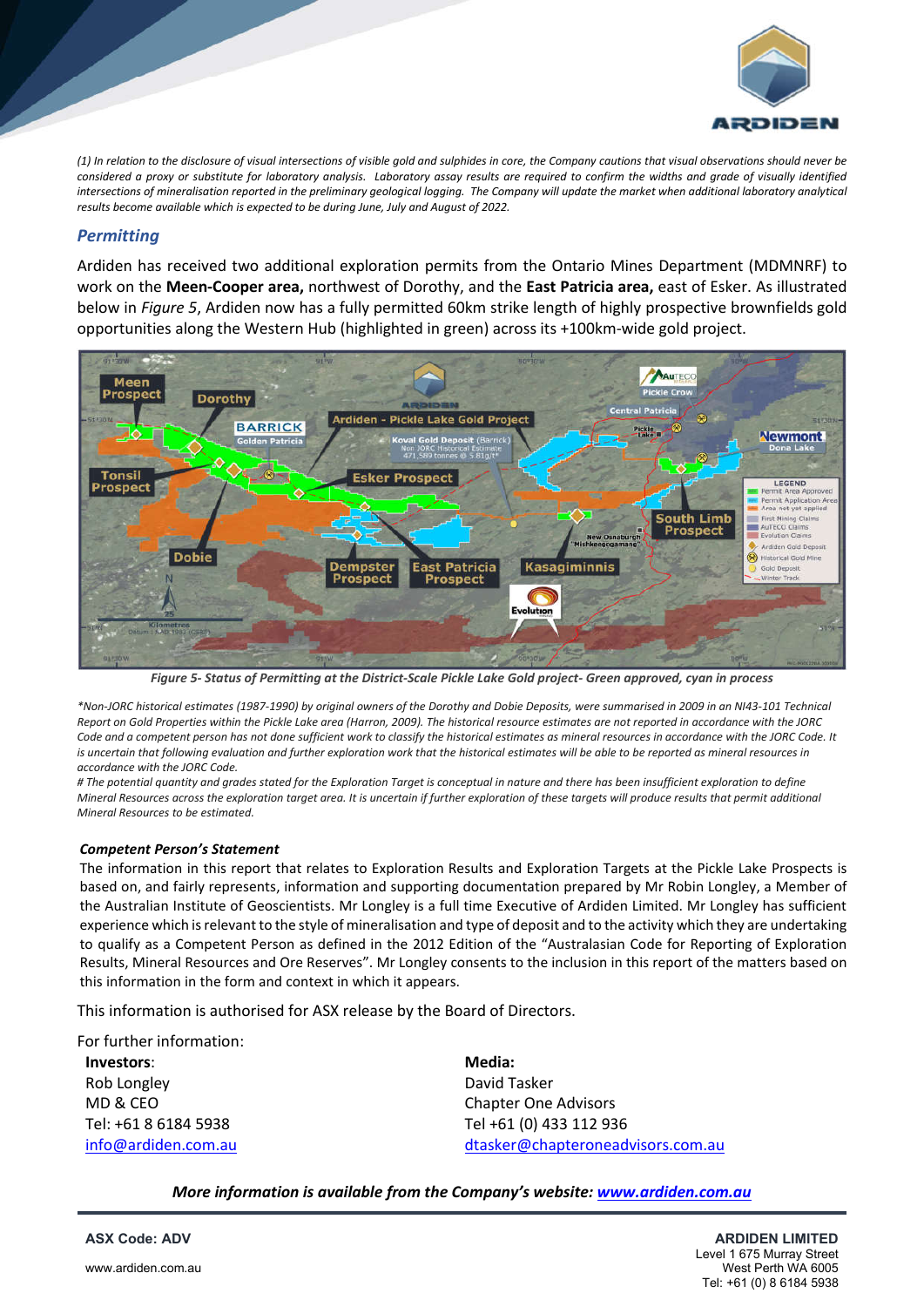*(1) In relation to the disclosure of visual intersections of visible gold and sulphides in core, the Company cautions that visual observations should never be considered a proxy or substitute for laboratory analysis. Laboratory assay results are required to confirm the widths and grade of visually identified intersections of mineralisation reported in the preliminary geological logging. The Company will update the market when additional laboratory analytical results become available which is expected to be during June, July and August of 2022.*

## Permitting

Ardiden has received two additional exploration permits from the Ontario Mines Department (MDMNRF) to work on the **Meen-Cooper area,** northwest of Dorothy, and the **East Patricia area,** east of Esker. As illustrated below in *Figure 5*, Ardiden now has a fully permitted 60km strike length of highly prospective brownfields gold opportunities along the Western Hub (highlighted in green) across its +100km-wide gold project.

Meen Prospect
Dorothy
BARRICK
Golden Patricia
Ardiden - Pickle Lake Gold Project
Koval Gold Deposit (Barrick)
Non JORC Historical Estimate
471,589 tonnes @ 5.81g/t*
Tonsil Prospect
Esker Prospect
AuTECO
Pickle Crow
Central Patricia
Pickle Lake
Newmont
Dona Lake
South Limb Prospect
New Osnaburgh "Mishkeegogamang"
Dobie
Dempster Prospect
East Patricia Prospect
Kasagiminnis
Evolution
LEGEND
Permit Area Approved
Permit Application Area
Area not yet applied
First Mining Claims
AuTECO Claims
Evolution Claims
Ardiden Gold Deposit
Historical Gold Mine
Gold Deposit
Winter Track
Kilometres

*Figure 5- Status of Permitting at the District-Scale Pickle Lake Gold project- Green approved, cyan in process*

*\*Non-JORC historical estimates (1987-1990) by original owners of the Dorothy and Dobie Deposits, were summarised in 2009 in an NI43-101 Technical Report on Gold Properties within the Pickle Lake area (Harron, 2009). The historical resource estimates are not reported in accordance with the JORC Code and a competent person has not done sufficient work to classify the historical estimates as mineral resources in accordance with the JORC Code. It is uncertain that following evaluation and further exploration work that the historical estimates will be able to be reported as mineral resources in accordance with the JORC Code.*

*# The potential quantity and grades stated for the Exploration Target is conceptual in nature and there has been insufficient exploration to define Mineral Resources across the exploration target area. It is uncertain if further exploration of these targets will produce results that permit additional Mineral Resources to be estimated.*

### *Competent Person's Statement*

The information in this report that relates to Exploration Results and Exploration Targets at the Pickle Lake Prospects is based on, and fairly represents, information and supporting documentation prepared by Mr Robin Longley, a Member of the Australian Institute of Geoscientists. Mr Longley is a full time Executive of Ardiden Limited. Mr Longley has sufficient experience which is relevant to the style of mineralisation and type of deposit and to the activity which they are undertaking to qualify as a Competent Person as defined in the 2012 Edition of the "Australasian Code for Reporting of Exploration Results, Mineral Resources and Ore Reserves". Mr Longley consents to the inclusion in this report of the matters based on this information in the form and context in which it appears.

This information is authorised for ASX release by the Board of Directors.

For further information:

**Investors**:
Rob Longley
MD & CEO
Tel: +61 8 6184 5938
info@ardiden.com.au

**Media:**
David Tasker
Chapter One Advisors
Tel +61 (0) 433 112 936
dtasker@chapteroneadvisors.com.au

***More information is available from the Company's website: www.ardiden.com.au***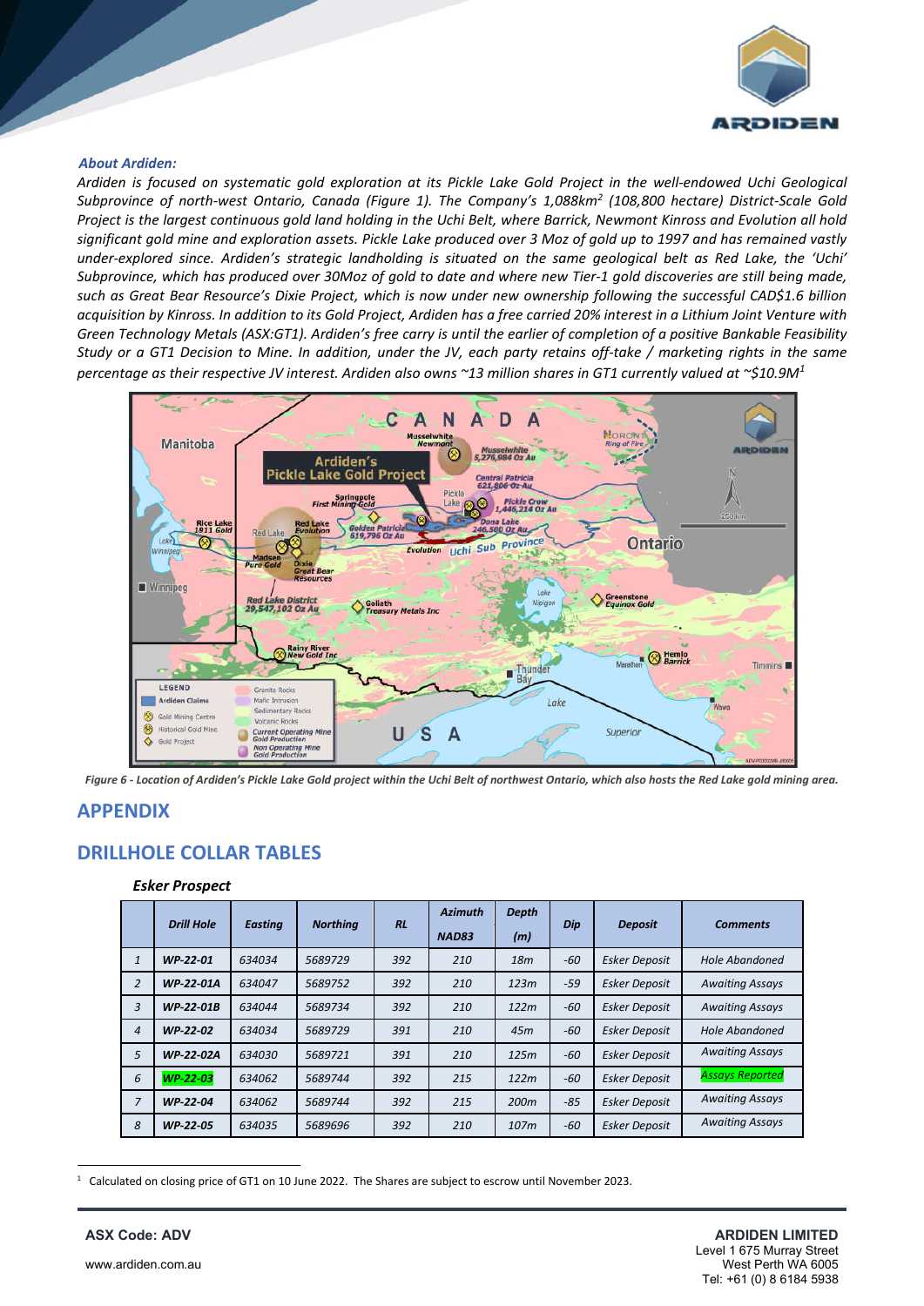### About Ardiden:

*Ardiden is focused on systematic gold exploration at its Pickle Lake Gold Project in the well-endowed Uchi Geological Subprovince of north-west Ontario, Canada (Figure 1). The Company's 1,088km² (108,800 hectare) District-Scale Gold Project is the largest continuous gold land holding in the Uchi Belt, where Barrick, Newmont Kinross and Evolution all hold significant gold mine and exploration assets. Pickle Lake produced over 3 Moz of gold up to 1997 and has remained vastly under-explored since. Ardiden's strategic landholding is situated on the same geological belt as Red Lake, the 'Uchi' Subprovince, which has produced over 30Moz of gold to date and where new Tier-1 gold discoveries are still being made, such as Great Bear Resource's Dixie Project, which is now under new ownership following the successful CAD$1.6 billion acquisition by Kinross. In addition to its Gold Project, Ardiden has a free carried 20% interest in a Lithium Joint Venture with Green Technology Metals (ASX:GT1). Ardiden's free carry is until the earlier of completion of a positive Bankable Feasibility Study or a GT1 Decision to Mine. In addition, under the JV, each party retains off-take / marketing rights in the same percentage as their respective JV interest. Ardiden also owns ~13 million shares in GT1 currently valued at ~$10.9M[1]*

*Figure 6 - Location of Ardiden's Pickle Lake Gold project within the Uchi Belt of northwest Ontario, which also hosts the Red Lake gold mining area.*

## APPENDIX

## DRILLHOLE COLLAR TABLES

### *Esker Prospect*

| | Drill Hole | Easting | Northing | RL | Azimuth NAD83 | Depth (m) | Dip | Deposit | Comments |
|---|---|---|---|---|---|---|---|---|---|
| 1 | **WP-22-01** | 634034 | 5689729 | 392 | 210 | 18m | -60 | Esker Deposit | Hole Abandoned |
| 2 | **WP-22-01A** | 634047 | 5689752 | 392 | 210 | 123m | -59 | Esker Deposit | Awaiting Assays |
| 3 | **WP-22-01B** | 634044 | 5689734 | 392 | 210 | 122m | -60 | Esker Deposit | Awaiting Assays |
| 4 | **WP-22-02** | 634034 | 5689729 | 391 | 210 | 45m | -60 | Esker Deposit | Hole Abandoned |
| 5 | **WP-22-02A** | 634030 | 5689721 | 391 | 210 | 125m | -60 | Esker Deposit | Awaiting Assays |
| 6 | **WP-22-03** | 634062 | 5689744 | 392 | 215 | 122m | -60 | Esker Deposit | Assays Reported |
| 7 | **WP-22-04** | 634062 | 5689744 | 392 | 215 | 200m | -85 | Esker Deposit | Awaiting Assays |
| 8 | **WP-22-05** | 634035 | 5689696 | 392 | 210 | 107m | -60 | Esker Deposit | Awaiting Assays |

[1] Calculated on closing price of GT1 on 10 June 2022. The Shares are subject to escrow until November 2023.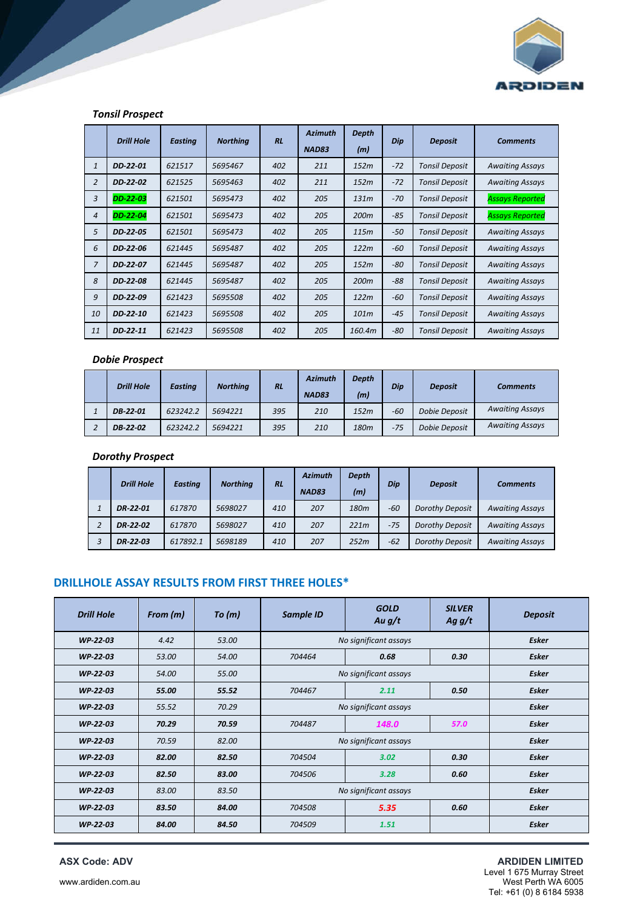### Tonsil Prospect

| | Drill Hole | Easting | Northing | RL | Azimuth NAD83 | Depth (m) | Dip | Deposit | Comments |
|---|---|---|---|---|---|---|---|---|---|
| 1 | DD-22-01 | 621517 | 5695467 | 402 | 211 | 152m | -72 | Tonsil Deposit | Awaiting Assays |
| 2 | DD-22-02 | 621525 | 5695463 | 402 | 211 | 152m | -72 | Tonsil Deposit | Awaiting Assays |
| 3 | DD-22-03 | 621501 | 5695473 | 402 | 205 | 131m | -70 | Tonsil Deposit | Assays Reported |
| 4 | DD-22-04 | 621501 | 5695473 | 402 | 205 | 200m | -85 | Tonsil Deposit | Assays Reported |
| 5 | DD-22-05 | 621501 | 5695473 | 402 | 205 | 115m | -50 | Tonsil Deposit | Awaiting Assays |
| 6 | DD-22-06 | 621445 | 5695487 | 402 | 205 | 122m | -60 | Tonsil Deposit | Awaiting Assays |
| 7 | DD-22-07 | 621445 | 5695487 | 402 | 205 | 152m | -80 | Tonsil Deposit | Awaiting Assays |
| 8 | DD-22-08 | 621445 | 5695487 | 402 | 205 | 200m | -88 | Tonsil Deposit | Awaiting Assays |
| 9 | DD-22-09 | 621423 | 5695508 | 402 | 205 | 122m | -60 | Tonsil Deposit | Awaiting Assays |
| 10 | DD-22-10 | 621423 | 5695508 | 402 | 205 | 101m | -45 | Tonsil Deposit | Awaiting Assays |
| 11 | DD-22-11 | 621423 | 5695508 | 402 | 205 | 160.4m | -80 | Tonsil Deposit | Awaiting Assays |

### Dobie Prospect

| | Drill Hole | Easting | Northing | RL | Azimuth NAD83 | Depth (m) | Dip | Deposit | Comments |
|---|---|---|---|---|---|---|---|---|---|
| 1 | DB-22-01 | 623242.2 | 5694221 | 395 | 210 | 152m | -60 | Dobie Deposit | Awaiting Assays |
| 2 | DB-22-02 | 623242.2 | 5694221 | 395 | 210 | 180m | -75 | Dobie Deposit | Awaiting Assays |

### Dorothy Prospect

| | Drill Hole | Easting | Northing | RL | Azimuth NAD83 | Depth (m) | Dip | Deposit | Comments |
|---|---|---|---|---|---|---|---|---|---|
| 1 | DR-22-01 | 617870 | 5698027 | 410 | 207 | 180m | -60 | Dorothy Deposit | Awaiting Assays |
| 2 | DR-22-02 | 617870 | 5698027 | 410 | 207 | 221m | -75 | Dorothy Deposit | Awaiting Assays |
| 3 | DR-22-03 | 617892.1 | 5698189 | 410 | 207 | 252m | -62 | Dorothy Deposit | Awaiting Assays |

## DRILLHOLE ASSAY RESULTS FROM FIRST THREE HOLES*

| Drill Hole | From (m) | To (m) | Sample ID | GOLD Au g/t | SILVER Ag g/t | Deposit |
|---|---|---|---|---|---|---|
| WP-22-03 | 4.42 | 53.00 | No significant assays | | | Esker |
| WP-22-03 | 53.00 | 54.00 | 704464 | 0.68 | 0.30 | Esker |
| WP-22-03 | 54.00 | 55.00 | No significant assays | | | Esker |
| WP-22-03 | **55.00** | **55.52** | 704467 | 2.11 | 0.50 | Esker |
| WP-22-03 | 55.52 | 70.29 | No significant assays | | | Esker |
| WP-22-03 | **70.29** | **70.59** | 704487 | 148.0 | 57.0 | Esker |
| WP-22-03 | 70.59 | 82.00 | No significant assays | | | Esker |
| WP-22-03 | **82.00** | **82.50** | 704504 | 3.02 | 0.30 | Esker |
| WP-22-03 | **82.50** | **83.00** | 704506 | 3.28 | 0.60 | Esker |
| WP-22-03 | 83.00 | 83.50 | No significant assays | | | Esker |
| WP-22-03 | **83.50** | **84.00** | 704508 | 5.35 | 0.60 | Esker |
| WP-22-03 | **84.00** | **84.50** | 704509 | 1.51 | | Esker |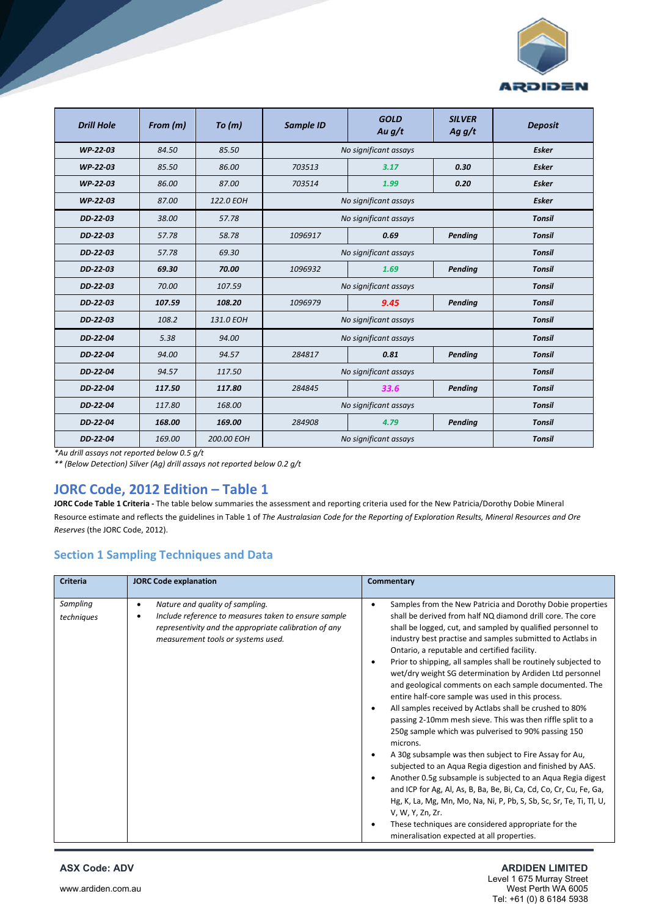| Drill Hole | From (m) | To (m) | Sample ID | GOLD Au g/t | SILVER Ag g/t | Deposit |
|---|---|---|---|---|---|---|
| WP-22-03 | 84.50 | 85.50 | No significant assays | | | Esker |
| WP-22-03 | 85.50 | 86.00 | 703513 | 3.17 | 0.30 | Esker |
| WP-22-03 | 86.00 | 87.00 | 703514 | 1.99 | 0.20 | Esker |
| WP-22-03 | 87.00 | 122.0 EOH | No significant assays | | | Esker |
| DD-22-03 | 38.00 | 57.78 | No significant assays | | | Tonsil |
| DD-22-03 | 57.78 | 58.78 | 1096917 | 0.69 | Pending | Tonsil |
| DD-22-03 | 57.78 | 69.30 | No significant assays | | | Tonsil |
| DD-22-03 | 69.30 | 70.00 | 1096932 | 1.69 | Pending | Tonsil |
| DD-22-03 | 70.00 | 107.59 | No significant assays | | | Tonsil |
| DD-22-03 | 107.59 | 108.20 | 1096979 | 9.45 | Pending | Tonsil |
| DD-22-03 | 108.2 | 131.0 EOH | No significant assays | | | Tonsil |
| DD-22-04 | 5.38 | 94.00 | No significant assays | | | Tonsil |
| DD-22-04 | 94.00 | 94.57 | 284817 | 0.81 | Pending | Tonsil |
| DD-22-04 | 94.57 | 117.50 | No significant assays | | | Tonsil |
| DD-22-04 | 117.50 | 117.80 | 284845 | 33.6 | Pending | Tonsil |
| DD-22-04 | 117.80 | 168.00 | No significant assays | | | Tonsil |
| DD-22-04 | 168.00 | 169.00 | 284908 | 4.79 | Pending | Tonsil |
| DD-22-04 | 169.00 | 200.00 EOH | No significant assays | | | Tonsil |

*Au drill assays not reported below 0.5 g/t

** (Below Detection) Silver (Ag) drill assays not reported below 0.2 g/t

## JORC Code, 2012 Edition – Table 1

**JORC Code Table 1 Criteria -** The table below summaries the assessment and reporting criteria used for the New Patricia/Dorothy Dobie Mineral Resource estimate and reflects the guidelines in Table 1 of *The Australasian Code for the Reporting of Exploration Results, Mineral Resources and Ore Reserves* (the JORC Code, 2012).

### Section 1 Sampling Techniques and Data

| Criteria | JORC Code explanation | Commentary |
|---|---|---|
| *Sampling techniques* | • *Nature and quality of sampling.*<br>• *Include reference to measures taken to ensure sample representivity and the appropriate calibration of any measurement tools or systems used.* | • Samples from the New Patricia and Dorothy Dobie properties shall be derived from half NQ diamond drill core. The core shall be logged, cut, and sampled by qualified personnel to industry best practise and samples submitted to Actlabs in Ontario, a reputable and certified facility.<br>• Prior to shipping, all samples shall be routinely subjected to wet/dry weight SG determination by Ardiden Ltd personnel and geological comments on each sample documented. The entire half-core sample was used in this process.<br>• All samples received by Actlabs shall be crushed to 80% passing 2-10mm mesh sieve. This was then riffle split to a 250g sample which was pulverised to 90% passing 150 microns.<br>• A 30g subsample was then subject to Fire Assay for Au, subjected to an Aqua Regia digestion and finished by AAS.<br>• Another 0.5g subsample is subjected to an Aqua Regia digest and ICP for Ag, Al, As, B, Ba, Be, Bi, Ca, Cd, Co, Cr, Cu, Fe, Ga, Hg, K, La, Mg, Mn, Mo, Na, Ni, P, Pb, S, Sb, Sc, Sr, Te, Ti, Tl, U, V, W, Y, Zn, Zr.<br>• These techniques are considered appropriate for the mineralisation expected at all properties. |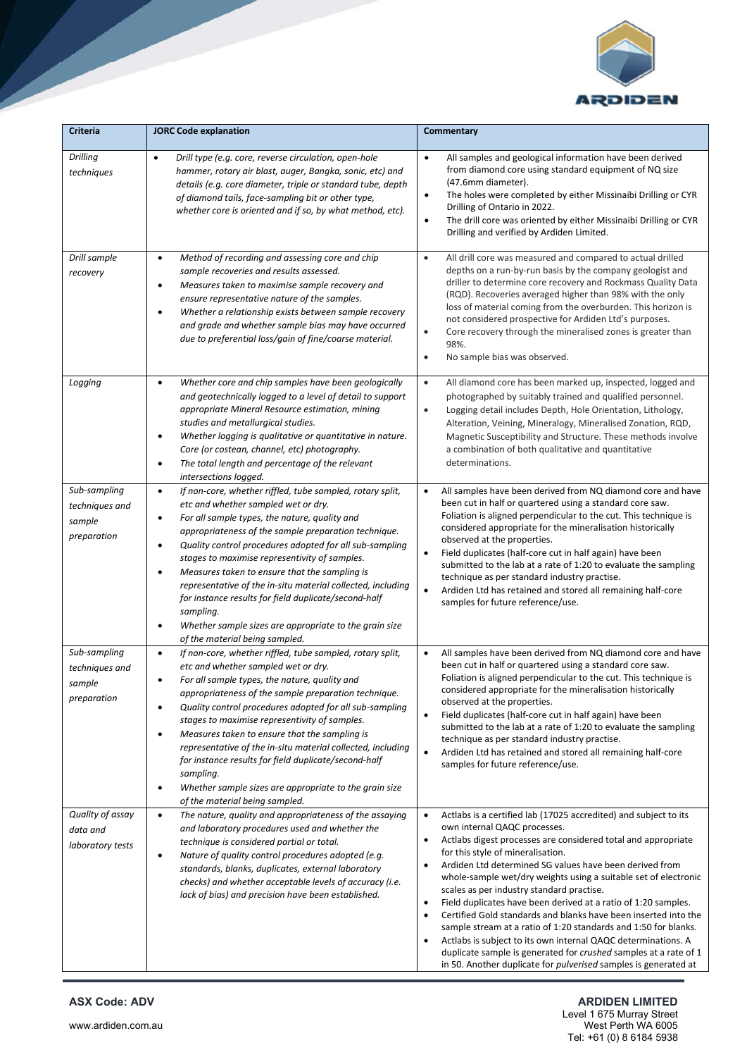| Criteria | JORC Code explanation | Commentary |
|---|---|---|
| *Drilling techniques* | • *Drill type (e.g. core, reverse circulation, open-hole hammer, rotary air blast, auger, Bangka, sonic, etc) and details (e.g. core diameter, triple or standard tube, depth of diamond tails, face-sampling bit or other type, whether core is oriented and if so, by what method, etc).* | • All samples and geological information have been derived from diamond core using standard equipment of NQ size (47.6mm diameter).<br>• The holes were completed by either Missinaibi Drilling or CYR Drilling of Ontario in 2022.<br>• The drill core was oriented by either Missinaibi Drilling or CYR Drilling and verified by Ardiden Limited. |
| *Drill sample recovery* | • *Method of recording and assessing core and chip sample recoveries and results assessed.*<br>• *Measures taken to maximise sample recovery and ensure representative nature of the samples.*<br>• *Whether a relationship exists between sample recovery and grade and whether sample bias may have occurred due to preferential loss/gain of fine/coarse material.* | • All drill core was measured and compared to actual drilled depths on a run-by-run basis by the company geologist and driller to determine core recovery and Rockmass Quality Data (RQD). Recoveries averaged higher than 98% with the only loss of material coming from the overburden. This horizon is not considered prospective for Ardiden Ltd's purposes.<br>• Core recovery through the mineralised zones is greater than 98%.<br>• No sample bias was observed. |
| *Logging* | • *Whether core and chip samples have been geologically and geotechnically logged to a level of detail to support appropriate Mineral Resource estimation, mining studies and metallurgical studies.*<br>• *Whether logging is qualitative or quantitative in nature. Core (or costean, channel, etc) photography.*<br>• *The total length and percentage of the relevant intersections logged.* | • All diamond core has been marked up, inspected, logged and photographed by suitably trained and qualified personnel.<br>• Logging detail includes Depth, Hole Orientation, Lithology, Alteration, Veining, Mineralogy, Mineralised Zonation, RQD, Magnetic Susceptibility and Structure. These methods involve a combination of both qualitative and quantitative determinations. |
| *Sub-sampling techniques and sample preparation* | • *If non-core, whether riffled, tube sampled, rotary split, etc and whether sampled wet or dry.*<br>• *For all sample types, the nature, quality and appropriateness of the sample preparation technique.*<br>• *Quality control procedures adopted for all sub-sampling stages to maximise representivity of samples.*<br>• *Measures taken to ensure that the sampling is representative of the in-situ material collected, including for instance results for field duplicate/second-half sampling.*<br>• *Whether sample sizes are appropriate to the grain size of the material being sampled.* | • All samples have been derived from NQ diamond core and have been cut in half or quartered using a standard core saw. Foliation is aligned perpendicular to the cut. This technique is considered appropriate for the mineralisation historically observed at the properties.<br>• Field duplicates (half-core cut in half again) have been submitted to the lab at a rate of 1:20 to evaluate the sampling technique as per standard industry practise.<br>• Ardiden Ltd has retained and stored all remaining half-core samples for future reference/use. |
| *Sub-sampling techniques and sample preparation* | • *If non-core, whether riffled, tube sampled, rotary split, etc and whether sampled wet or dry.*<br>• *For all sample types, the nature, quality and appropriateness of the sample preparation technique.*<br>• *Quality control procedures adopted for all sub-sampling stages to maximise representivity of samples.*<br>• *Measures taken to ensure that the sampling is representative of the in-situ material collected, including for instance results for field duplicate/second-half sampling.*<br>• *Whether sample sizes are appropriate to the grain size of the material being sampled.* | • All samples have been derived from NQ diamond core and have been cut in half or quartered using a standard core saw. Foliation is aligned perpendicular to the cut. This technique is considered appropriate for the mineralisation historically observed at the properties.<br>• Field duplicates (half-core cut in half again) have been submitted to the lab at a rate of 1:20 to evaluate the sampling technique as per standard industry practise.<br>• Ardiden Ltd has retained and stored all remaining half-core samples for future reference/use. |
| *Quality of assay data and laboratory tests* | • *The nature, quality and appropriateness of the assaying and laboratory procedures used and whether the technique is considered partial or total.*<br>• *Nature of quality control procedures adopted (e.g. standards, blanks, duplicates, external laboratory checks) and whether acceptable levels of accuracy (i.e. lack of bias) and precision have been established.* | • Actlabs is a certified lab (17025 accredited) and subject to its own internal QAQC processes.<br>• Actlabs digest processes are considered total and appropriate for this style of mineralisation.<br>• Ardiden Ltd determined SG values have been derived from whole-sample wet/dry weights using a suitable set of electronic scales as per industry standard practise.<br>• Field duplicates have been derived at a ratio of 1:20 samples.<br>• Certified Gold standards and blanks have been inserted into the sample stream at a ratio of 1:20 standards and 1:50 for blanks.<br>• Actlabs is subject to its own internal QAQC determinations. A duplicate sample is generated for *crushed* samples at a rate of 1 in 50. Another duplicate for *pulverised* samples is generated at |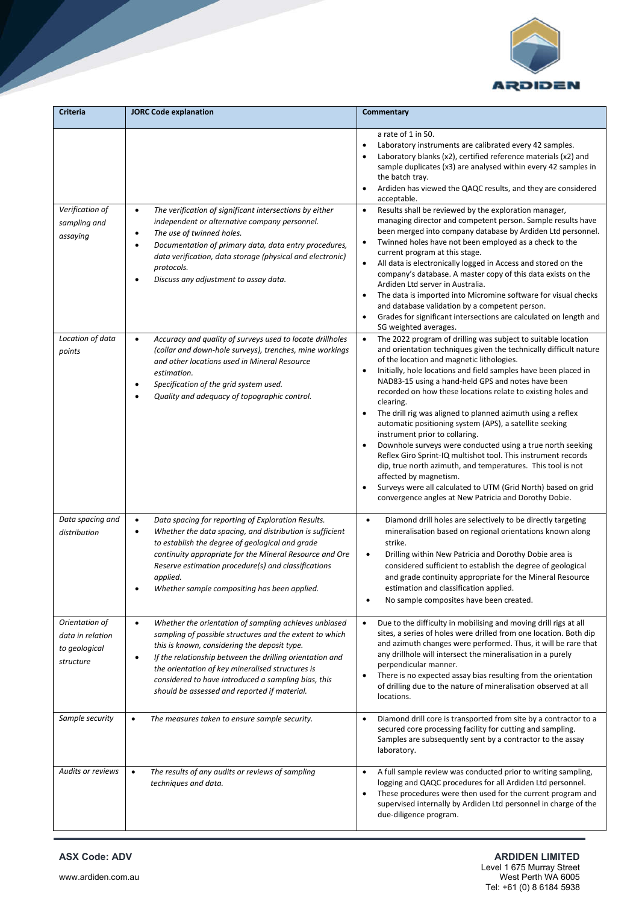| Criteria | JORC Code explanation | Commentary |
|---|---|---|
| | | a rate of 1 in 50.<br>• Laboratory instruments are calibrated every 42 samples.<br>• Laboratory blanks (x2), certified reference materials (x2) and sample duplicates (x3) are analysed within every 42 samples in the batch tray.<br>• Ardiden has viewed the QAQC results, and they are considered acceptable. |
| *Verification of sampling and assaying* | • *The verification of significant intersections by either independent or alternative company personnel.*<br>• *The use of twinned holes.*<br>• *Documentation of primary data, data entry procedures, data verification, data storage (physical and electronic) protocols.*<br>• *Discuss any adjustment to assay data.* | • Results shall be reviewed by the exploration manager, managing director and competent person. Sample results have been merged into company database by Ardiden Ltd personnel.<br>• Twinned holes have not been employed as a check to the current program at this stage.<br>• All data is electronically logged in Access and stored on the company's database. A master copy of this data exists on the Ardiden Ltd server in Australia.<br>• The data is imported into Micromine software for visual checks and database validation by a competent person.<br>• Grades for significant intersections are calculated on length and SG weighted averages. |
| *Location of data points* | • *Accuracy and quality of surveys used to locate drillholes (collar and down-hole surveys), trenches, mine workings and other locations used in Mineral Resource estimation.*<br>• *Specification of the grid system used.*<br>• *Quality and adequacy of topographic control.* | • The 2022 program of drilling was subject to suitable location and orientation techniques given the technically difficult nature of the location and magnetic lithologies.<br>• Initially, hole locations and field samples have been placed in NAD83-15 using a hand-held GPS and notes have been recorded on how these locations relate to existing holes and clearing.<br>• The drill rig was aligned to planned azimuth using a reflex automatic positioning system (APS), a satellite seeking instrument prior to collaring.<br>• Downhole surveys were conducted using a true north seeking Reflex Giro Sprint-IQ multishot tool. This instrument records dip, true north azimuth, and temperatures. This tool is not affected by magnetism.<br>• Surveys were all calculated to UTM (Grid North) based on grid convergence angles at New Patricia and Dorothy Dobie. |
| *Data spacing and distribution* | • *Data spacing for reporting of Exploration Results.*<br>• *Whether the data spacing, and distribution is sufficient to establish the degree of geological and grade continuity appropriate for the Mineral Resource and Ore Reserve estimation procedure(s) and classifications applied.*<br>• *Whether sample compositing has been applied.* | • Diamond drill holes are selectively to be directly targeting mineralisation based on regional orientations known along strike.<br>• Drilling within New Patricia and Dorothy Dobie area is considered sufficient to establish the degree of geological and grade continuity appropriate for the Mineral Resource estimation and classification applied.<br>• No sample composites have been created. |
| *Orientation of data in relation to geological structure* | • *Whether the orientation of sampling achieves unbiased sampling of possible structures and the extent to which this is known, considering the deposit type.*<br>• *If the relationship between the drilling orientation and the orientation of key mineralised structures is considered to have introduced a sampling bias, this should be assessed and reported if material.* | • Due to the difficulty in mobilising and moving drill rigs at all sites, a series of holes were drilled from one location. Both dip and azimuth changes were performed. Thus, it will be rare that any drillhole will intersect the mineralisation in a purely perpendicular manner.<br>• There is no expected assay bias resulting from the orientation of drilling due to the nature of mineralisation observed at all locations. |
| *Sample security* | • *The measures taken to ensure sample security.* | • Diamond drill core is transported from site by a contractor to a secured core processing facility for cutting and sampling. Samples are subsequently sent by a contractor to the assay laboratory. |
| *Audits or reviews* | • *The results of any audits or reviews of sampling techniques and data.* | • A full sample review was conducted prior to writing sampling, logging and QAQC procedures for all Ardiden Ltd personnel.<br>• These procedures were then used for the current program and supervised internally by Ardiden Ltd personnel in charge of the due-diligence program. |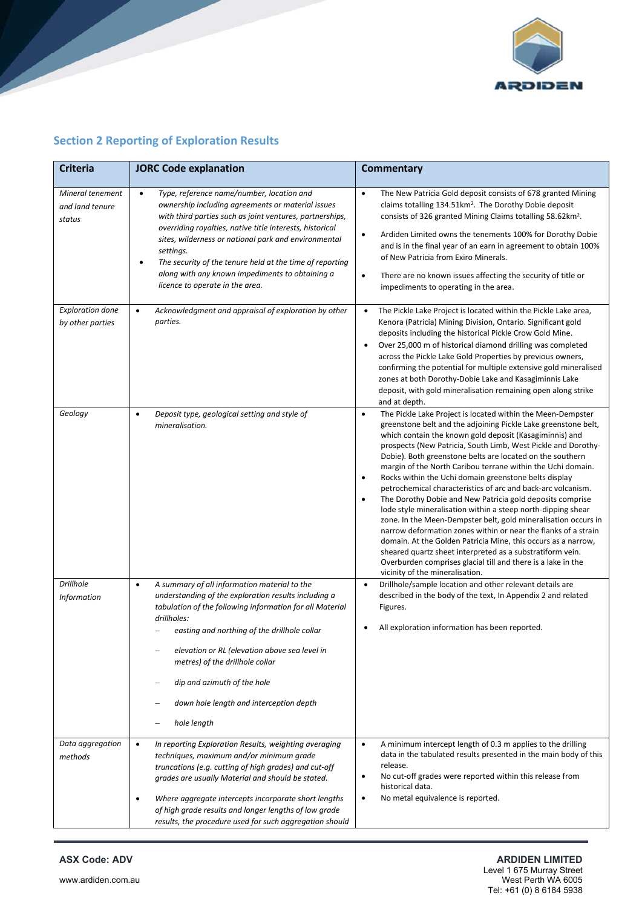## Section 2 Reporting of Exploration Results

| Criteria | JORC Code explanation | Commentary |
|---|---|---|
| *Mineral tenement and land tenure status* | • *Type, reference name/number, location and ownership including agreements or material issues with third parties such as joint ventures, partnerships, overriding royalties, native title interests, historical sites, wilderness or national park and environmental settings.*<br>• *The security of the tenure held at the time of reporting along with any known impediments to obtaining a licence to operate in the area.* | • The New Patricia Gold deposit consists of 678 granted Mining claims totalling 134.51km$^2$. The Dorothy Dobie deposit consists of 326 granted Mining Claims totalling 58.62km$^2$.<br>• Ardiden Limited owns the tenements 100% for Dorothy Dobie and is in the final year of an earn in agreement to obtain 100% of New Patricia from Exiro Minerals.<br>• There are no known issues affecting the security of title or impediments to operating in the area. |
| *Exploration done by other parties* | • *Acknowledgment and appraisal of exploration by other parties.* | • The Pickle Lake Project is located within the Pickle Lake area, Kenora (Patricia) Mining Division, Ontario. Significant gold deposits including the historical Pickle Crow Gold Mine.<br>• Over 25,000 m of historical diamond drilling was completed across the Pickle Lake Gold Properties by previous owners, confirming the potential for multiple extensive gold mineralised zones at both Dorothy-Dobie Lake and Kasagiminnis Lake deposit, with gold mineralisation remaining open along strike and at depth. |
| *Geology* | • *Deposit type, geological setting and style of mineralisation.* | • The Pickle Lake Project is located within the Meen-Dempster greenstone belt and the adjoining Pickle Lake greenstone belt, which contain the known gold deposit (Kasagiminnis) and prospects (New Patricia, South Limb, West Pickle and Dorothy-Dobie). Both greenstone belts are located on the southern margin of the North Caribou terrane within the Uchi domain.<br>• Rocks within the Uchi domain greenstone belts display petrochemical characteristics of arc and back-arc volcanism.<br>• The Dorothy Dobie and New Patricia gold deposits comprise lode style mineralisation within a steep north-dipping shear zone. In the Meen-Dempster belt, gold mineralisation occurs in narrow deformation zones within or near the flanks of a strain domain. At the Golden Patricia Mine, this occurs as a narrow, sheared quartz sheet interpreted as a substratiform vein. Overburden comprises glacial till and there is a lake in the vicinity of the mineralisation. |
| *Drillhole Information* | • *A summary of all information material to the understanding of the exploration results including a tabulation of the following information for all Material drillholes:*<br>– *easting and northing of the drillhole collar*<br>– *elevation or RL (elevation above sea level in metres) of the drillhole collar*<br>– *dip and azimuth of the hole*<br>– *down hole length and interception depth*<br>– *hole length* | • Drillhole/sample location and other relevant details are described in the body of the text, In Appendix 2 and related Figures.<br>• All exploration information has been reported. |
| *Data aggregation methods* | • *In reporting Exploration Results, weighting averaging techniques, maximum and/or minimum grade truncations (e.g. cutting of high grades) and cut-off grades are usually Material and should be stated.*<br>• *Where aggregate intercepts incorporate short lengths of high grade results and longer lengths of low grade results, the procedure used for such aggregation should* | • A minimum intercept length of 0.3 m applies to the drilling data in the tabulated results presented in the main body of this release.<br>• No cut-off grades were reported within this release from historical data.<br>• No metal equivalence is reported. |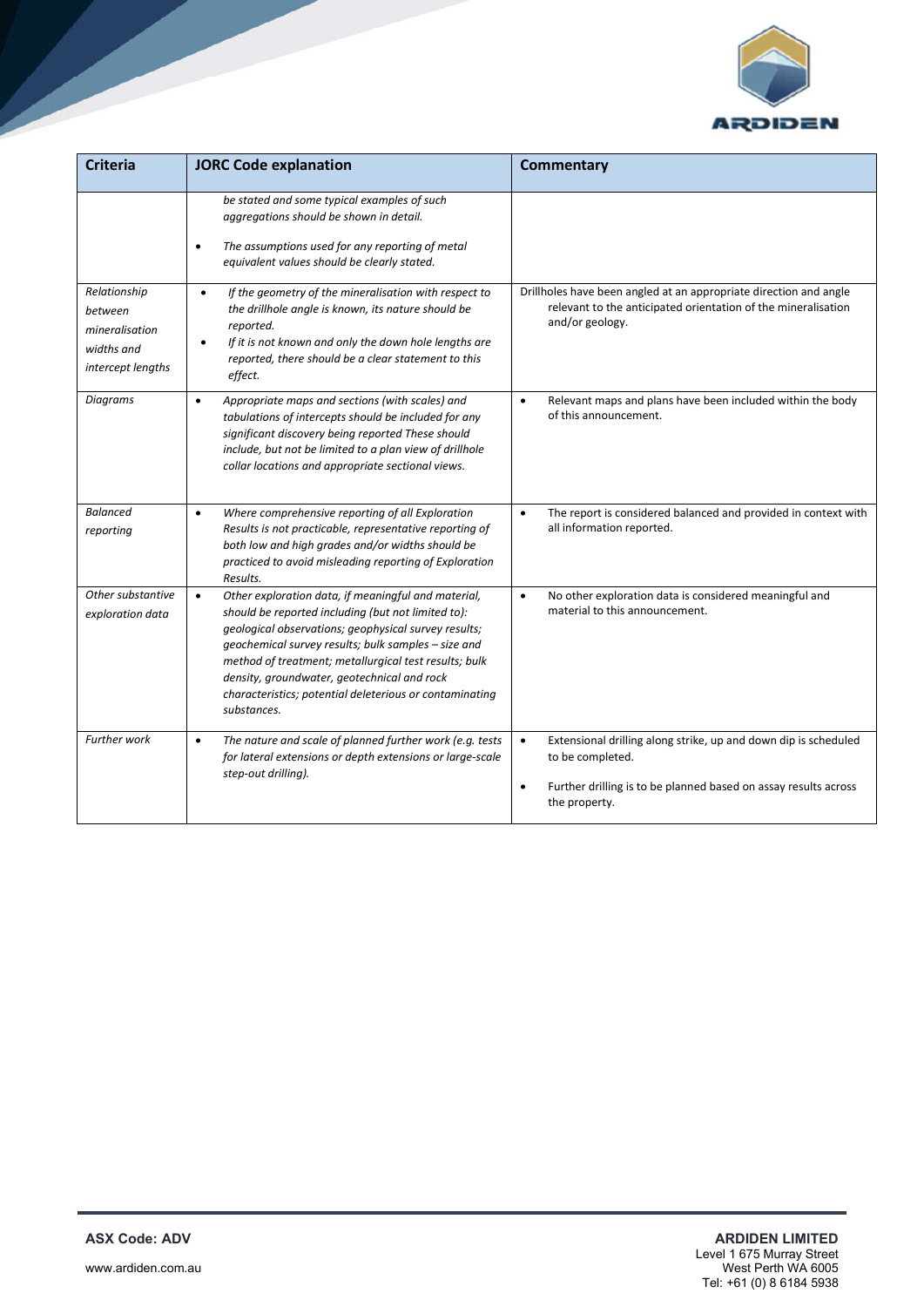| Criteria | JORC Code explanation | Commentary |
|---|---|---|
| | *be stated and some typical examples of such aggregations should be shown in detail.*<br>• *The assumptions used for any reporting of metal equivalent values should be clearly stated.* | |
| *Relationship between mineralisation widths and intercept lengths* | • *If the geometry of the mineralisation with respect to the drillhole angle is known, its nature should be reported.*<br>• *If it is not known and only the down hole lengths are reported, there should be a clear statement to this effect.* | Drillholes have been angled at an appropriate direction and angle relevant to the anticipated orientation of the mineralisation and/or geology. |
| *Diagrams* | • *Appropriate maps and sections (with scales) and tabulations of intercepts should be included for any significant discovery being reported These should include, but not be limited to a plan view of drillhole collar locations and appropriate sectional views.* | • Relevant maps and plans have been included within the body of this announcement. |
| *Balanced reporting* | • *Where comprehensive reporting of all Exploration Results is not practicable, representative reporting of both low and high grades and/or widths should be practiced to avoid misleading reporting of Exploration Results.* | • The report is considered balanced and provided in context with all information reported. |
| *Other substantive exploration data* | • *Other exploration data, if meaningful and material, should be reported including (but not limited to): geological observations; geophysical survey results; geochemical survey results; bulk samples – size and method of treatment; metallurgical test results; bulk density, groundwater, geotechnical and rock characteristics; potential deleterious or contaminating substances.* | • No other exploration data is considered meaningful and material to this announcement. |
| *Further work* | • *The nature and scale of planned further work (e.g. tests for lateral extensions or depth extensions or large-scale step-out drilling).* | • Extensional drilling along strike, up and down dip is scheduled to be completed.<br>• Further drilling is to be planned based on assay results across the property. |